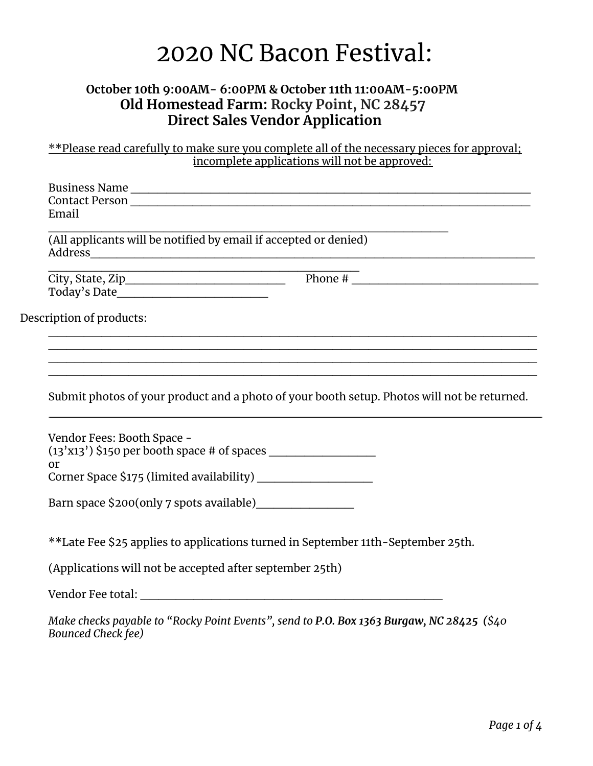# 2020 NC Bacon Festival:

**October 10th 9:00AM- 6:00PM & October 11th 11:00AM-5:00PM**
**Old Homestead Farm: Rocky Point, NC 28457**
**Direct Sales Vendor Application**

**Please read carefully to make sure you complete all of the necessary pieces for approval; incomplete applications will not be approved:

Business Name ______________________________________________________________
Contact Person ______________________________________________________________
Email
______________________________________________________________
(All applicants will be notified by email if accepted or denied)
Address______________________________________________________________
______________________________________________
City, State, Zip______________________ Phone # _________________________
Today's Date____________________

Description of products:
__________________________________________________________________________
__________________________________________________________________________
__________________________________________________________________________
__________________________________________________________________________

Submit photos of your product and a photo of your booth setup. Photos will not be returned.

---

Vendor Fees: Booth Space -
(13'x13') $150 per booth space # of spaces ______________
or
Corner Space $175 (limited availability) ______________

Barn space $200(only 7 spots available)____________

**Late Fee $25 applies to applications turned in September 11th-September 25th.

(Applications will not be accepted after september 25th)

Vendor Fee total: ________________________________________

*Make checks payable to "Rocky Point Events", send to* ***P.O. Box 1363 Burgaw, NC 28425*** ***($40 Bounced Check fee)***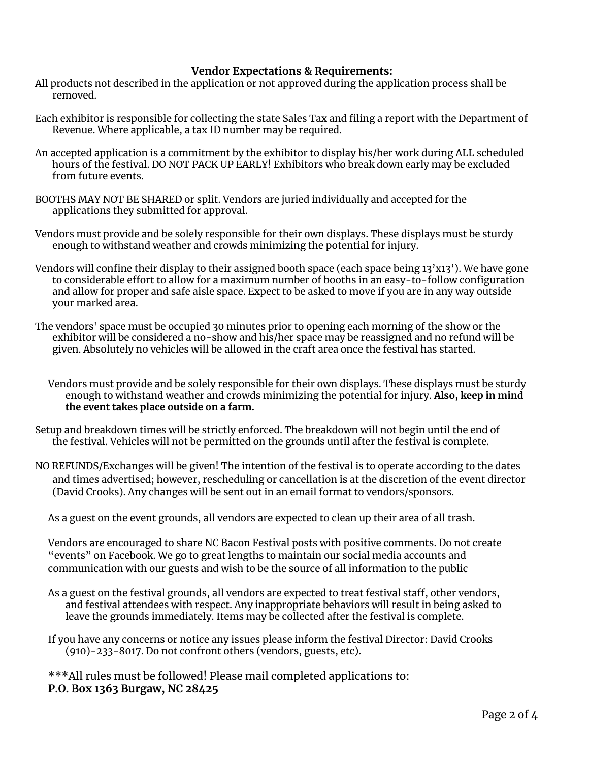## Vendor Expectations & Requirements:

All products not described in the application or not approved during the application process shall be removed.

Each exhibitor is responsible for collecting the state Sales Tax and filing a report with the Department of Revenue. Where applicable, a tax ID number may be required.

An accepted application is a commitment by the exhibitor to display his/her work during ALL scheduled hours of the festival. DO NOT PACK UP EARLY! Exhibitors who break down early may be excluded from future events.

BOOTHS MAY NOT BE SHARED or split. Vendors are juried individually and accepted for the applications they submitted for approval.

Vendors must provide and be solely responsible for their own displays. These displays must be sturdy enough to withstand weather and crowds minimizing the potential for injury.

Vendors will confine their display to their assigned booth space (each space being 13'x13'). We have gone to considerable effort to allow for a maximum number of booths in an easy-to-follow configuration and allow for proper and safe aisle space. Expect to be asked to move if you are in any way outside your marked area.

The vendors' space must be occupied 30 minutes prior to opening each morning of the show or the exhibitor will be considered a no-show and his/her space may be reassigned and no refund will be given. Absolutely no vehicles will be allowed in the craft area once the festival has started.

Vendors must provide and be solely responsible for their own displays. These displays must be sturdy enough to withstand weather and crowds minimizing the potential for injury. **Also, keep in mind the event takes place outside on a farm.**

Setup and breakdown times will be strictly enforced. The breakdown will not begin until the end of the festival. Vehicles will not be permitted on the grounds until after the festival is complete.

NO REFUNDS/Exchanges will be given! The intention of the festival is to operate according to the dates and times advertised; however, rescheduling or cancellation is at the discretion of the event director (David Crooks). Any changes will be sent out in an email format to vendors/sponsors.

As a guest on the event grounds, all vendors are expected to clean up their area of all trash.

Vendors are encouraged to share NC Bacon Festival posts with positive comments. Do not create "events" on Facebook. We go to great lengths to maintain our social media accounts and communication with our guests and wish to be the source of all information to the public

As a guest on the festival grounds, all vendors are expected to treat festival staff, other vendors, and festival attendees with respect. Any inappropriate behaviors will result in being asked to leave the grounds immediately. Items may be collected after the festival is complete.

If you have any concerns or notice any issues please inform the festival Director: David Crooks (910)-233-8017. Do not confront others (vendors, guests, etc).

***All rules must be followed! Please mail completed applications to:
**P.O. Box 1363 Burgaw, NC 28425**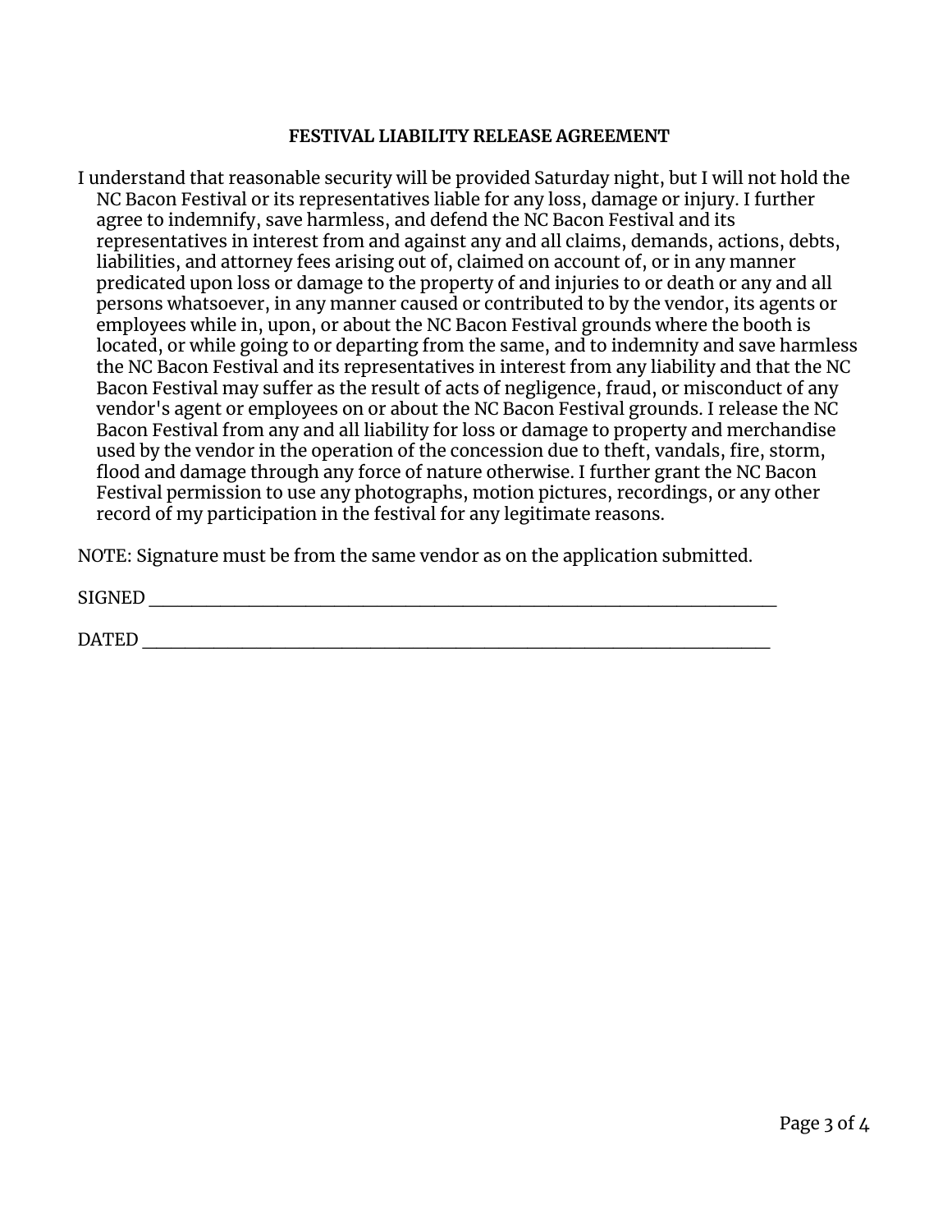**FESTIVAL LIABILITY RELEASE AGREEMENT**

I understand that reasonable security will be provided Saturday night, but I will not hold the NC Bacon Festival or its representatives liable for any loss, damage or injury. I further agree to indemnify, save harmless, and defend the NC Bacon Festival and its representatives in interest from and against any and all claims, demands, actions, debts, liabilities, and attorney fees arising out of, claimed on account of, or in any manner predicated upon loss or damage to the property of and injuries to or death or any and all persons whatsoever, in any manner caused or contributed to by the vendor, its agents or employees while in, upon, or about the NC Bacon Festival grounds where the booth is located, or while going to or departing from the same, and to indemnity and save harmless the NC Bacon Festival and its representatives in interest from any liability and that the NC Bacon Festival may suffer as the result of acts of negligence, fraud, or misconduct of any vendor's agent or employees on or about the NC Bacon Festival grounds. I release the NC Bacon Festival from any and all liability for loss or damage to property and merchandise used by the vendor in the operation of the concession due to theft, vandals, fire, storm, flood and damage through any force of nature otherwise. I further grant the NC Bacon Festival permission to use any photographs, motion pictures, recordings, or any other record of my participation in the festival for any legitimate reasons.

NOTE: Signature must be from the same vendor as on the application submitted.

SIGNED ___________________________________________________________________

DATED ___________________________________________________________________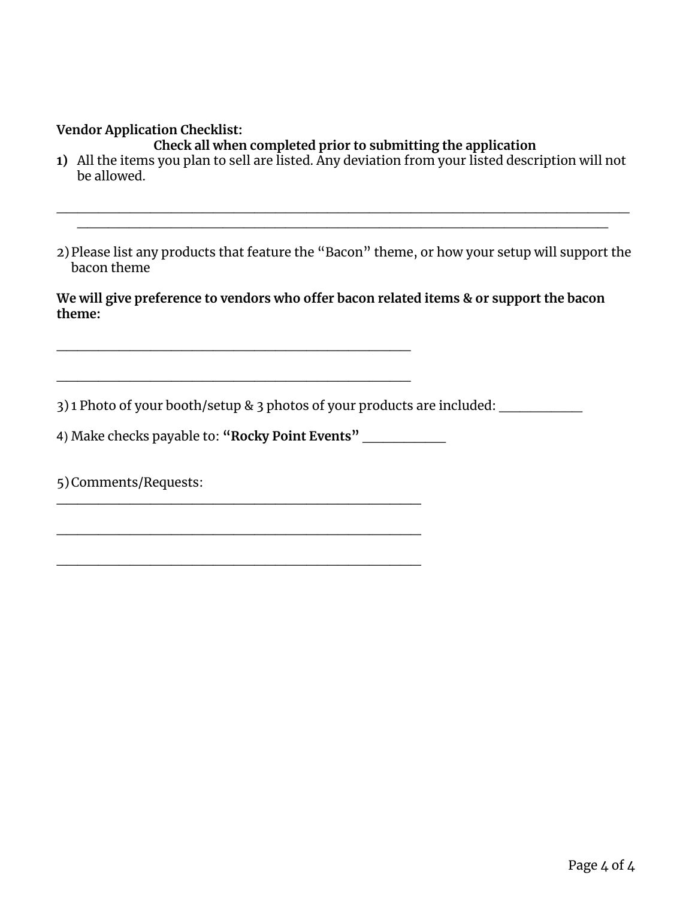**Vendor Application Checklist:**

**Check all when completed prior to submitting the application**

1. All the items you plan to sell are listed. Any deviation from your listed description will not be allowed.

_____________________________________________________________________________________

_____________________________________________________________________________________

2. Please list any products that feature the "Bacon" theme, or how your setup will support the bacon theme

**We will give preference to vendors who offer bacon related items & or support the bacon theme:**

__________________________________________________

__________________________________________________

3. 1 Photo of your booth/setup & 3 photos of your products are included: ____________

4. Make checks payable to: **"Rocky Point Events"** ____________

5. Comments/Requests:

__________________________________________________

__________________________________________________

__________________________________________________